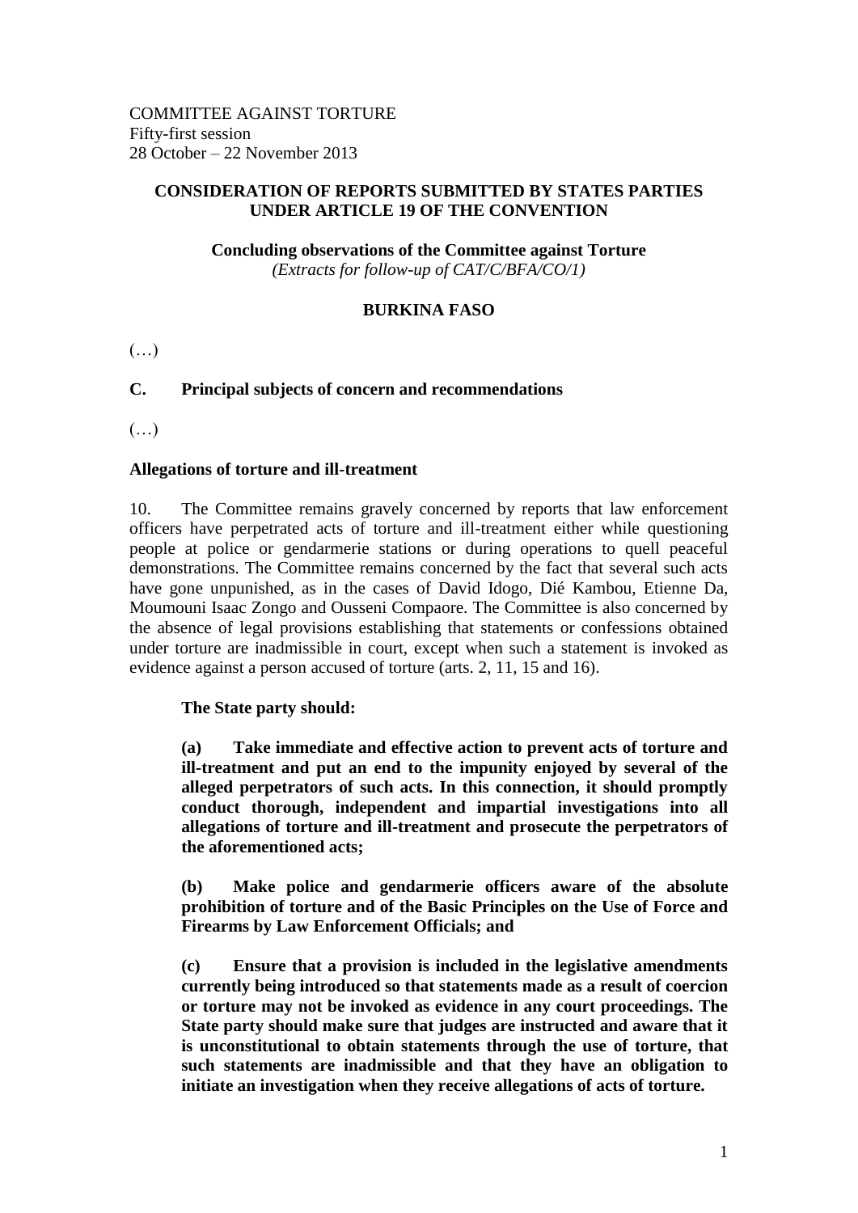COMMITTEE AGAINST TORTURE
Fifty-first session
28 October – 22 November 2013

**CONSIDERATION OF REPORTS SUBMITTED BY STATES PARTIES UNDER ARTICLE 19 OF THE CONVENTION**

**Concluding observations of the Committee against Torture**
*(Extracts for follow-up of CAT/C/BFA/CO/1)*

**BURKINA FASO**

(…)

## C. Principal subjects of concern and recommendations

(…)

### Allegations of torture and ill-treatment

10. The Committee remains gravely concerned by reports that law enforcement officers have perpetrated acts of torture and ill-treatment either while questioning people at police or gendarmerie stations or during operations to quell peaceful demonstrations. The Committee remains concerned by the fact that several such acts have gone unpunished, as in the cases of David Idogo, Dié Kambou, Etienne Da, Moumouni Isaac Zongo and Ousseni Compaore. The Committee is also concerned by the absence of legal provisions establishing that statements or confessions obtained under torture are inadmissible in court, except when such a statement is invoked as evidence against a person accused of torture (arts. 2, 11, 15 and 16).

**The State party should:**

**(a) Take immediate and effective action to prevent acts of torture and ill-treatment and put an end to the impunity enjoyed by several of the alleged perpetrators of such acts. In this connection, it should promptly conduct thorough, independent and impartial investigations into all allegations of torture and ill-treatment and prosecute the perpetrators of the aforementioned acts;**

**(b) Make police and gendarmerie officers aware of the absolute prohibition of torture and of the Basic Principles on the Use of Force and Firearms by Law Enforcement Officials; and**

**(c) Ensure that a provision is included in the legislative amendments currently being introduced so that statements made as a result of coercion or torture may not be invoked as evidence in any court proceedings. The State party should make sure that judges are instructed and aware that it is unconstitutional to obtain statements through the use of torture, that such statements are inadmissible and that they have an obligation to initiate an investigation when they receive allegations of acts of torture.**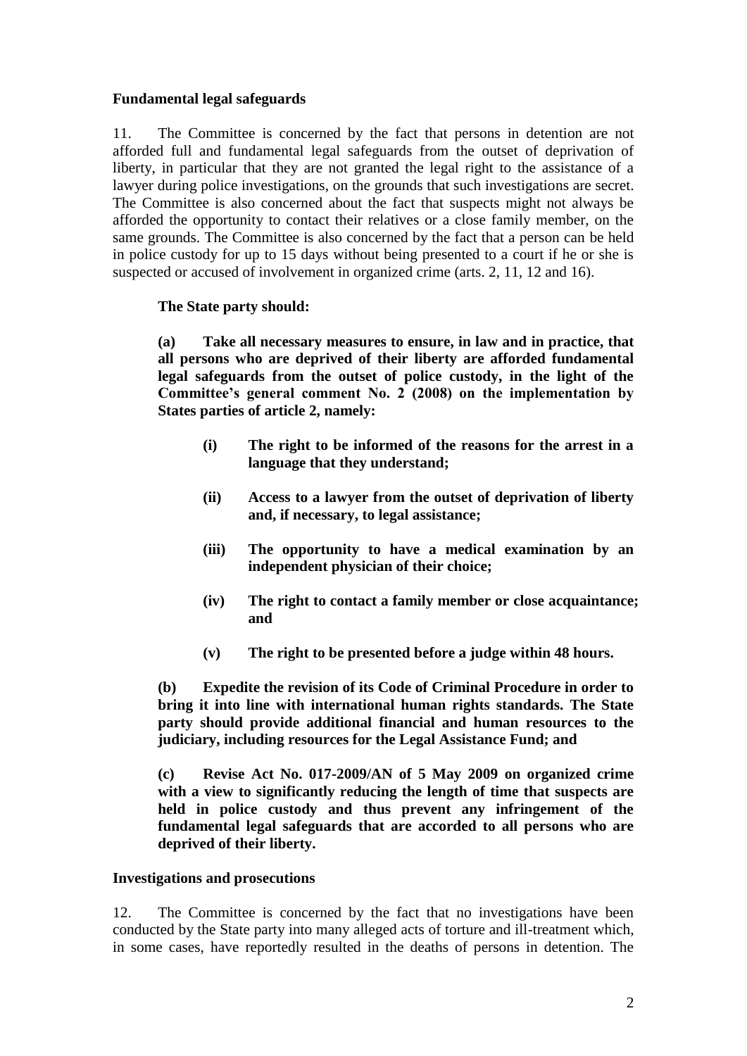**Fundamental legal safeguards**

11. The Committee is concerned by the fact that persons in detention are not afforded full and fundamental legal safeguards from the outset of deprivation of liberty, in particular that they are not granted the legal right to the assistance of a lawyer during police investigations, on the grounds that such investigations are secret. The Committee is also concerned about the fact that suspects might not always be afforded the opportunity to contact their relatives or a close family member, on the same grounds. The Committee is also concerned by the fact that a person can be held in police custody for up to 15 days without being presented to a court if he or she is suspected or accused of involvement in organized crime (arts. 2, 11, 12 and 16).

**The State party should:**

**(a) Take all necessary measures to ensure, in law and in practice, that all persons who are deprived of their liberty are afforded fundamental legal safeguards from the outset of police custody, in the light of the Committee's general comment No. 2 (2008) on the implementation by States parties of article 2, namely:**

- **(i) The right to be informed of the reasons for the arrest in a language that they understand;**
- **(ii) Access to a lawyer from the outset of deprivation of liberty and, if necessary, to legal assistance;**
- **(iii) The opportunity to have a medical examination by an independent physician of their choice;**
- **(iv) The right to contact a family member or close acquaintance; and**
- **(v) The right to be presented before a judge within 48 hours.**

**(b) Expedite the revision of its Code of Criminal Procedure in order to bring it into line with international human rights standards. The State party should provide additional financial and human resources to the judiciary, including resources for the Legal Assistance Fund; and**

**(c) Revise Act No. 017-2009/AN of 5 May 2009 on organized crime with a view to significantly reducing the length of time that suspects are held in police custody and thus prevent any infringement of the fundamental legal safeguards that are accorded to all persons who are deprived of their liberty.**

**Investigations and prosecutions**

12. The Committee is concerned by the fact that no investigations have been conducted by the State party into many alleged acts of torture and ill-treatment which, in some cases, have reportedly resulted in the deaths of persons in detention. The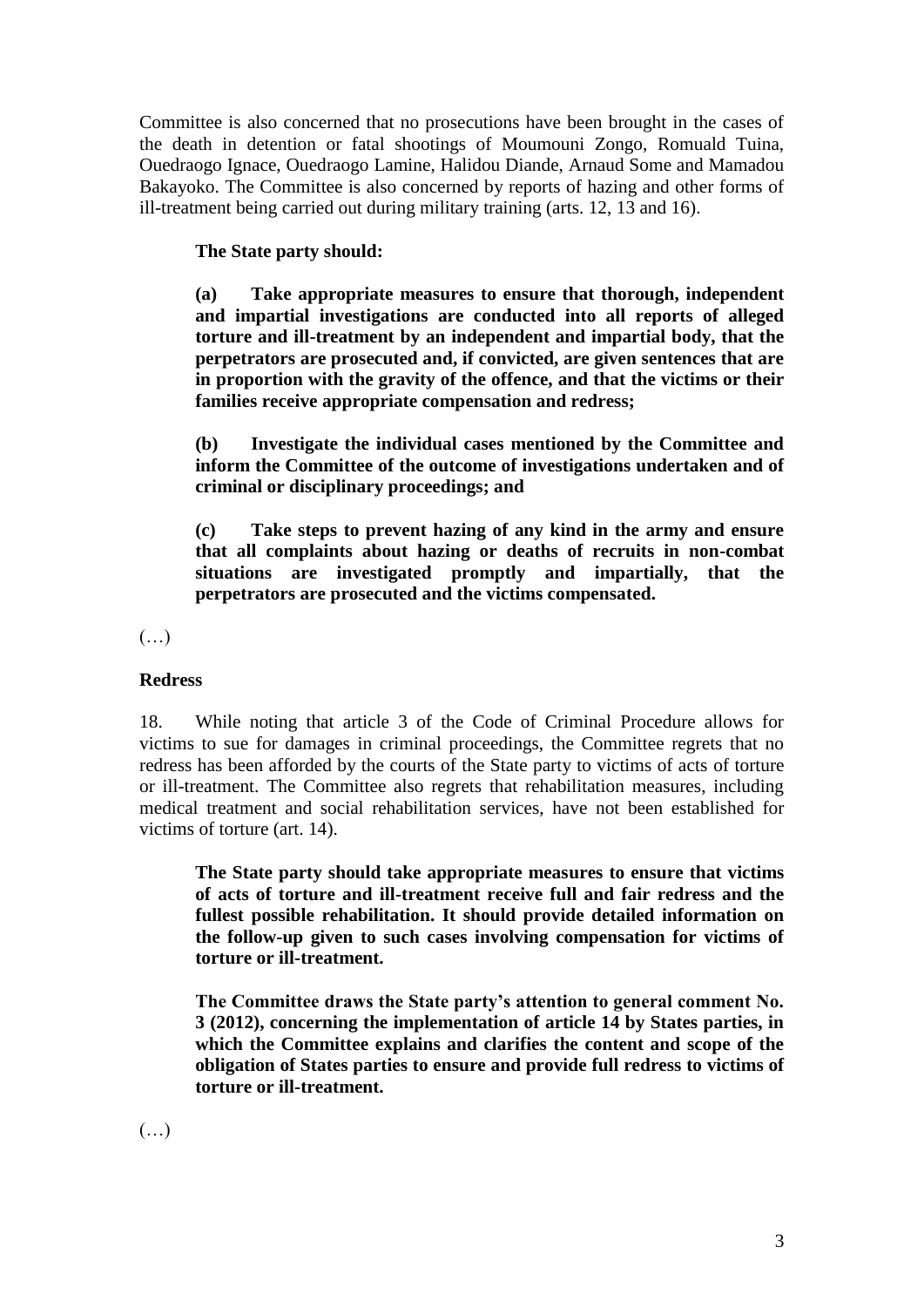Committee is also concerned that no prosecutions have been brought in the cases of the death in detention or fatal shootings of Moumouni Zongo, Romuald Tuina, Ouedraogo Ignace, Ouedraogo Lamine, Halidou Diande, Arnaud Some and Mamadou Bakayoko. The Committee is also concerned by reports of hazing and other forms of ill-treatment being carried out during military training (arts. 12, 13 and 16).

**The State party should:**

**(a) Take appropriate measures to ensure that thorough, independent and impartial investigations are conducted into all reports of alleged torture and ill-treatment by an independent and impartial body, that the perpetrators are prosecuted and, if convicted, are given sentences that are in proportion with the gravity of the offence, and that the victims or their families receive appropriate compensation and redress;**

**(b) Investigate the individual cases mentioned by the Committee and inform the Committee of the outcome of investigations undertaken and of criminal or disciplinary proceedings; and**

**(c) Take steps to prevent hazing of any kind in the army and ensure that all complaints about hazing or deaths of recruits in non-combat situations are investigated promptly and impartially, that the perpetrators are prosecuted and the victims compensated.**

(…)

**Redress**

18. While noting that article 3 of the Code of Criminal Procedure allows for victims to sue for damages in criminal proceedings, the Committee regrets that no redress has been afforded by the courts of the State party to victims of acts of torture or ill-treatment. The Committee also regrets that rehabilitation measures, including medical treatment and social rehabilitation services, have not been established for victims of torture (art. 14).

**The State party should take appropriate measures to ensure that victims of acts of torture and ill-treatment receive full and fair redress and the fullest possible rehabilitation. It should provide detailed information on the follow-up given to such cases involving compensation for victims of torture or ill-treatment.**

**The Committee draws the State party's attention to general comment No. 3 (2012), concerning the implementation of article 14 by States parties, in which the Committee explains and clarifies the content and scope of the obligation of States parties to ensure and provide full redress to victims of torture or ill-treatment.**

(…)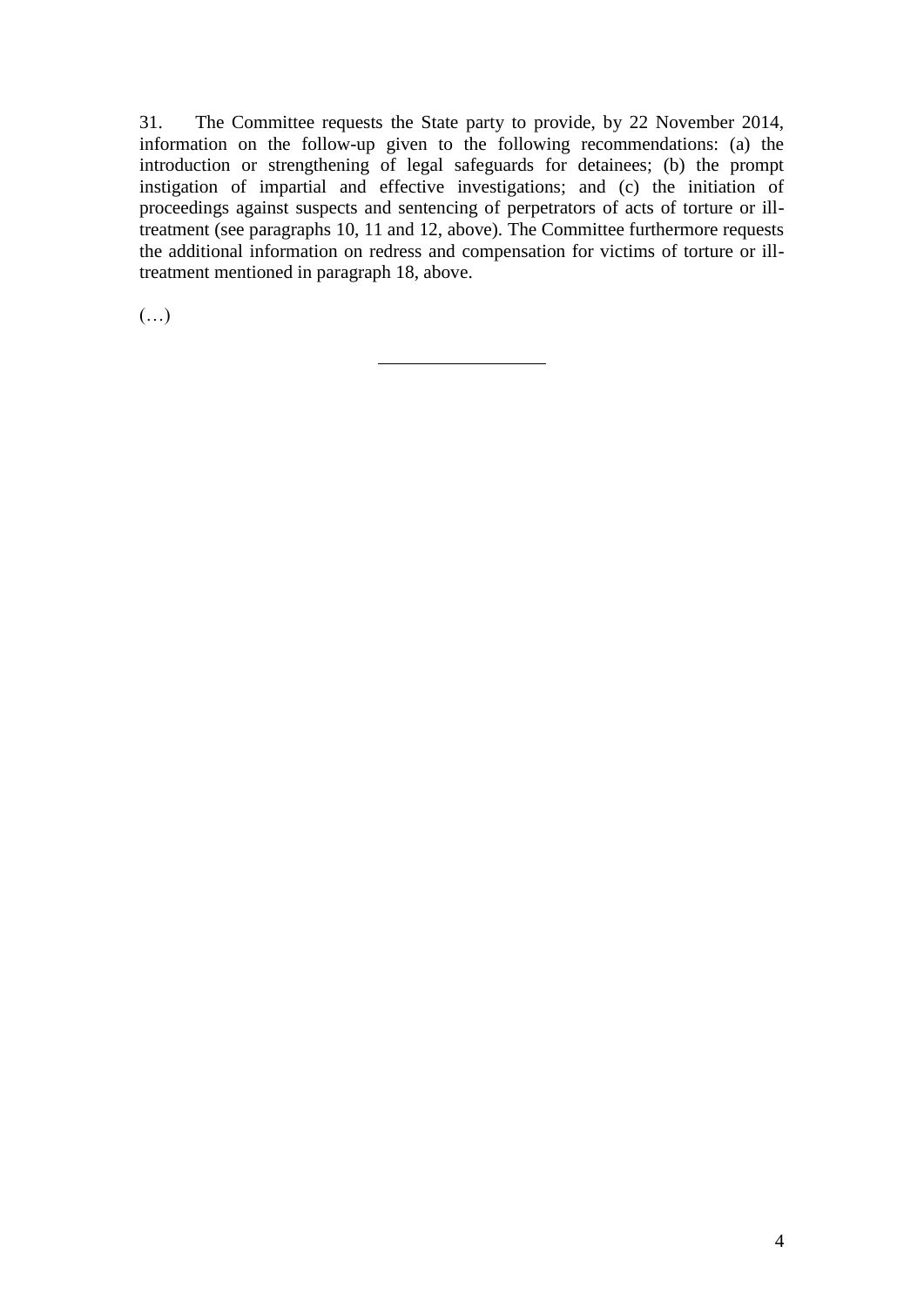31. The Committee requests the State party to provide, by 22 November 2014, information on the follow-up given to the following recommendations: (a) the introduction or strengthening of legal safeguards for detainees; (b) the prompt instigation of impartial and effective investigations; and (c) the initiation of proceedings against suspects and sentencing of perpetrators of acts of torture or ill-treatment (see paragraphs 10, 11 and 12, above). The Committee furthermore requests the additional information on redress and compensation for victims of torture or ill-treatment mentioned in paragraph 18, above.

(…)